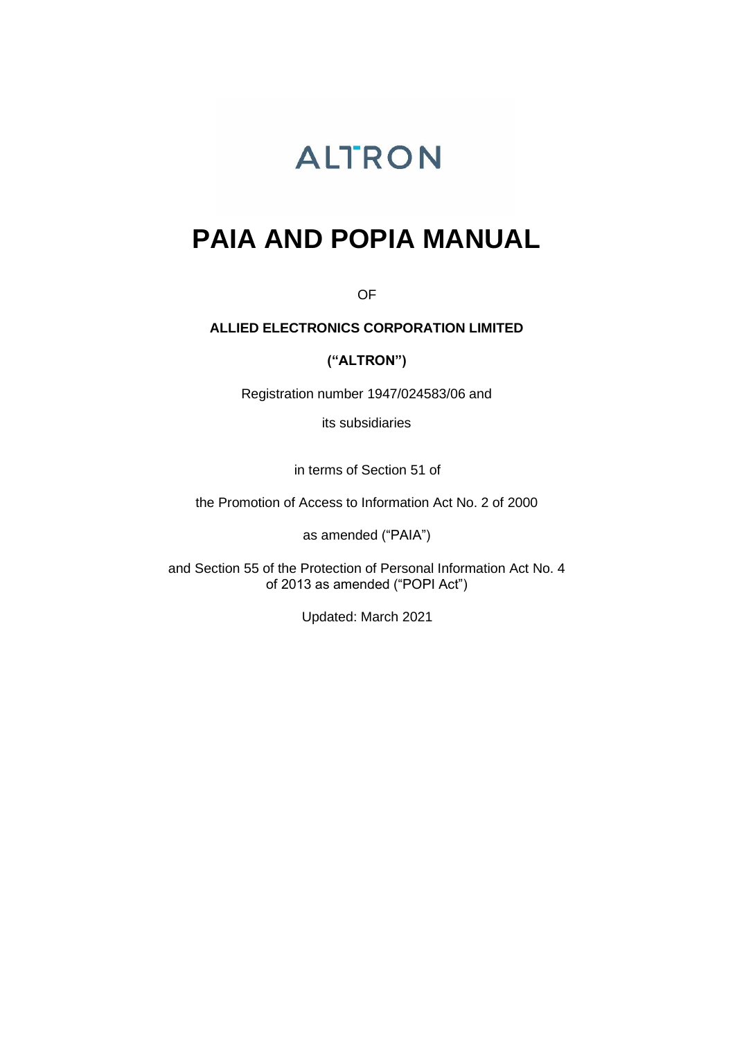ALTRON

# PAIA AND POPIA MANUAL

OF

**ALLIED ELECTRONICS CORPORATION LIMITED**

**("ALTRON")**

Registration number 1947/024583/06 and

its subsidiaries

in terms of Section 51 of

the Promotion of Access to Information Act No. 2 of 2000

as amended ("PAIA")

and Section 55 of the Protection of Personal Information Act No. 4 of 2013 as amended ("POPI Act")

Updated: March 2021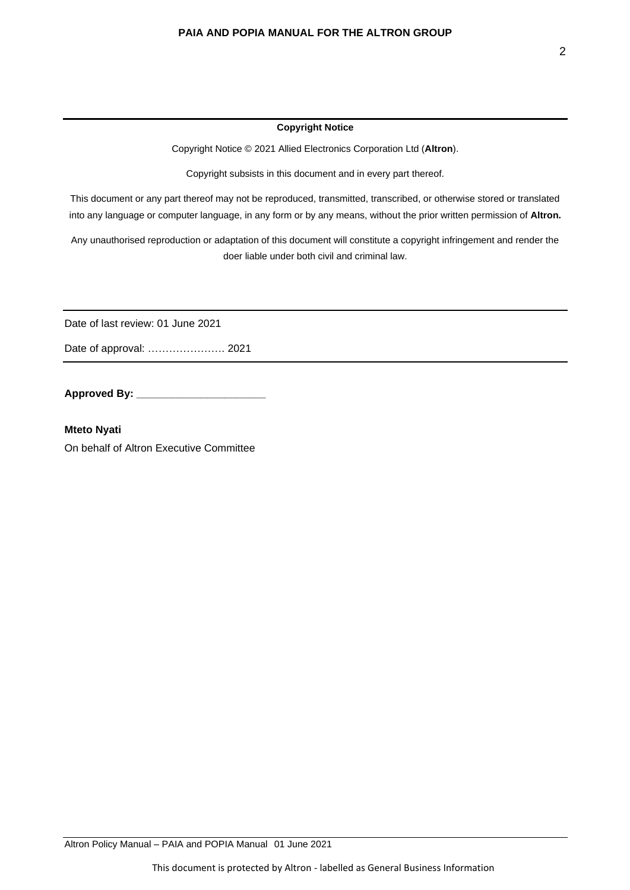**Copyright Notice**

Copyright Notice © 2021 Allied Electronics Corporation Ltd (**Altron**).

Copyright subsists in this document and in every part thereof.

This document or any part thereof may not be reproduced, transmitted, transcribed, or otherwise stored or translated into any language or computer language, in any form or by any means, without the prior written permission of **Altron.**

Any unauthorised reproduction or adaptation of this document will constitute a copyright infringement and render the doer liable under both civil and criminal law.

---

Date of last review: 01 June 2021

Date of approval: …………………. 2021

---

**Approved By: ______________________**

**Mteto Nyati**

On behalf of Altron Executive Committee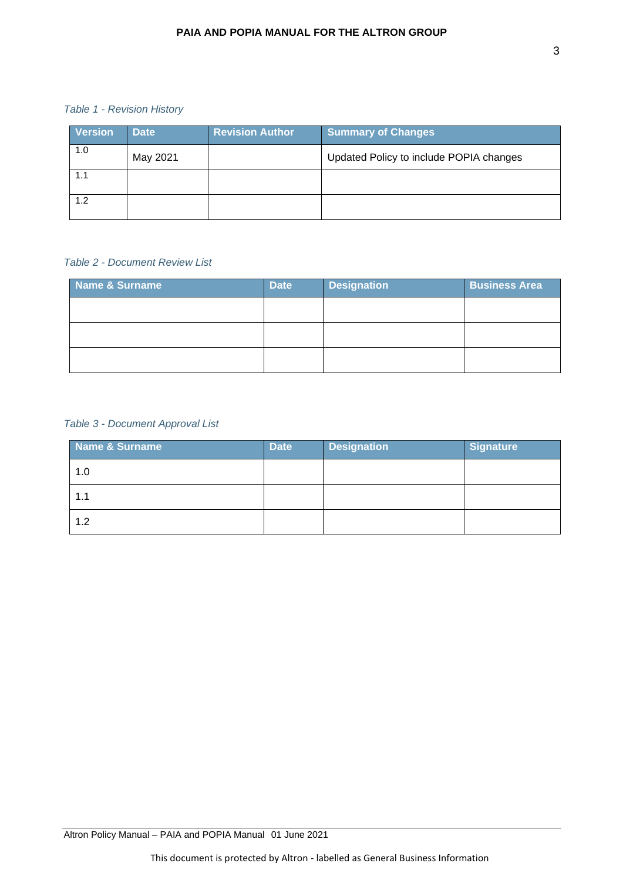*Table 1 - Revision History*

| Version | Date | Revision Author | Summary of Changes |
|---|---|---|---|
| 1.0 | May 2021 | | Updated Policy to include POPIA changes |
| 1.1 | | | |
| 1.2 | | | |

*Table 2 - Document Review List*

| Name & Surname | Date | Designation | Business Area |
|---|---|---|---|
| | | | |
| | | | |
| | | | |

*Table 3 - Document Approval List*

| Name & Surname | Date | Designation | Signature |
|---|---|---|---|
| 1.0 | | | |
| 1.1 | | | |
| 1.2 | | | |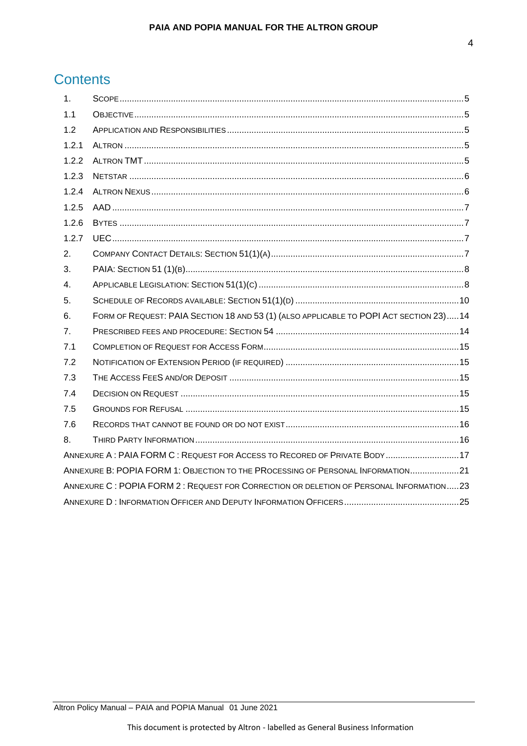# Contents

| | | |
|---|---|---|
| 1. | Scope | 5 |
| 1.1 | Objective | 5 |
| 1.2 | Application and Responsibilities | 5 |
| 1.2.1 | Altron | 5 |
| 1.2.2 | Altron TMT | 5 |
| 1.2.3 | Netstar | 6 |
| 1.2.4 | Altron Nexus | 6 |
| 1.2.5 | AAD | 7 |
| 1.2.6 | Bytes | 7 |
| 1.2.7 | UEC | 7 |
| 2. | Company Contact Details: Section 51(1)(a) | 7 |
| 3. | PAIA: Section 51 (1)(b) | 8 |
| 4. | Applicable Legislation: Section 51(1)(c) | 8 |
| 5. | Schedule of Records available: Section 51(1)(d) | 10 |
| 6. | Form of Request: PAIA Section 18 and 53 (1) (also applicable to POPI Act section 23) | 14 |
| 7. | Prescribed Fees and Procedure: Section 54 | 14 |
| 7.1 | Completion of Request for Access Form | 15 |
| 7.2 | Notification of Extension Period (if required) | 15 |
| 7.3 | The Access FeeS and/or Deposit | 15 |
| 7.4 | Decision on Request | 15 |
| 7.5 | Grounds for Refusal | 15 |
| 7.6 | Records that cannot be found or do not exist | 16 |
| 8. | Third Party Information | 16 |
| | Annexure A : PAIA Form C : Request for Access to Recored of Private Body | 17 |
| | Annexure B: POPIA Form 1: Objection to the PRocessing of Personal Information | 21 |
| | Annexure C : POPIA Form 2 : Request for Correction or deletion of Personal Information | 23 |
| | Annexure D : Information Officer and Deputy Information Officers | 25 |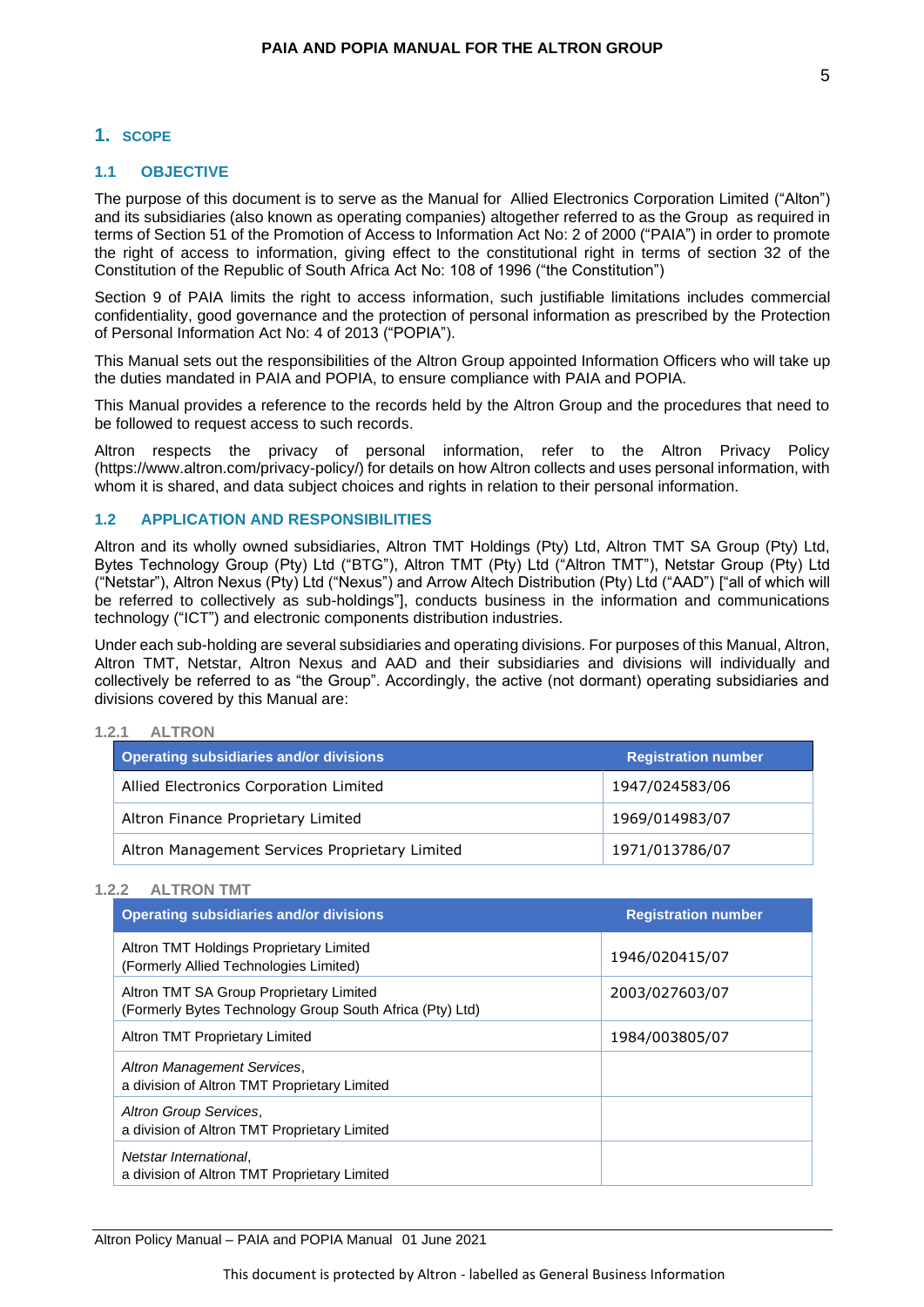# 1. SCOPE

## 1.1 OBJECTIVE

The purpose of this document is to serve as the Manual for Allied Electronics Corporation Limited ("Alton") and its subsidiaries (also known as operating companies) altogether referred to as the Group as required in terms of Section 51 of the Promotion of Access to Information Act No: 2 of 2000 ("PAIA") in order to promote the right of access to information, giving effect to the constitutional right in terms of section 32 of the Constitution of the Republic of South Africa Act No: 108 of 1996 ("the Constitution")

Section 9 of PAIA limits the right to access information, such justifiable limitations includes commercial confidentiality, good governance and the protection of personal information as prescribed by the Protection of Personal Information Act No: 4 of 2013 ("POPIA").

This Manual sets out the responsibilities of the Altron Group appointed Information Officers who will take up the duties mandated in PAIA and POPIA, to ensure compliance with PAIA and POPIA.

This Manual provides a reference to the records held by the Altron Group and the procedures that need to be followed to request access to such records.

Altron respects the privacy of personal information, refer to the Altron Privacy Policy (https://www.altron.com/privacy-policy/) for details on how Altron collects and uses personal information, with whom it is shared, and data subject choices and rights in relation to their personal information.

## 1.2 APPLICATION AND RESPONSIBILITIES

Altron and its wholly owned subsidiaries, Altron TMT Holdings (Pty) Ltd, Altron TMT SA Group (Pty) Ltd, Bytes Technology Group (Pty) Ltd ("BTG"), Altron TMT (Pty) Ltd ("Altron TMT"), Netstar Group (Pty) Ltd ("Netstar"), Altron Nexus (Pty) Ltd ("Nexus") and Arrow Altech Distribution (Pty) Ltd ("AAD") ["all of which will be referred to collectively as sub-holdings"], conducts business in the information and communications technology ("ICT") and electronic components distribution industries.

Under each sub-holding are several subsidiaries and operating divisions. For purposes of this Manual, Altron, Altron TMT, Netstar, Altron Nexus and AAD and their subsidiaries and divisions will individually and collectively be referred to as "the Group". Accordingly, the active (not dormant) operating subsidiaries and divisions covered by this Manual are:

### 1.2.1 ALTRON

| Operating subsidiaries and/or divisions | Registration number |
|---|---|
| Allied Electronics Corporation Limited | 1947/024583/06 |
| Altron Finance Proprietary Limited | 1969/014983/07 |
| Altron Management Services Proprietary Limited | 1971/013786/07 |

### 1.2.2 ALTRON TMT

| Operating subsidiaries and/or divisions | Registration number |
|---|---|
| Altron TMT Holdings Proprietary Limited (Formerly Allied Technologies Limited) | 1946/020415/07 |
| Altron TMT SA Group Proprietary Limited (Formerly Bytes Technology Group South Africa (Pty) Ltd) | 2003/027603/07 |
| Altron TMT Proprietary Limited | 1984/003805/07 |
| *Altron Management Services*, a division of Altron TMT Proprietary Limited | |
| *Altron Group Services*, a division of Altron TMT Proprietary Limited | |
| *Netstar International*, a division of Altron TMT Proprietary Limited | |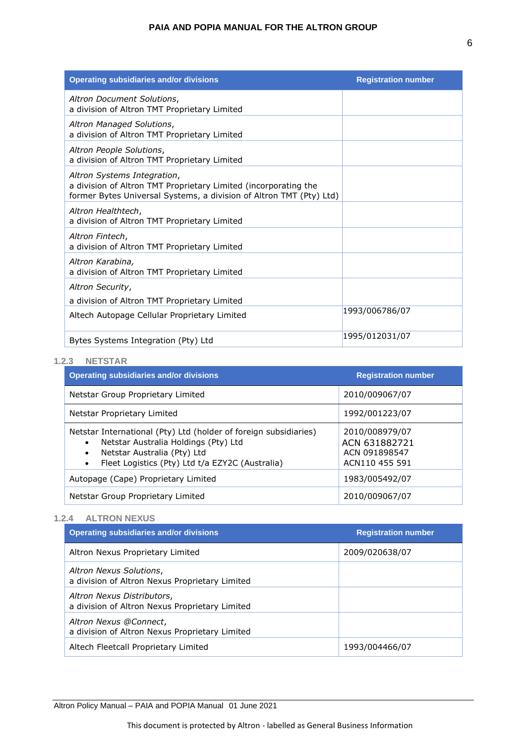| Operating subsidiaries and/or divisions | Registration number |
|---|---|
| *Altron Document Solutions*, a division of Altron TMT Proprietary Limited | |
| *Altron Managed Solutions*, a division of Altron TMT Proprietary Limited | |
| *Altron People Solutions*, a division of Altron TMT Proprietary Limited | |
| *Altron Systems Integration*, a division of Altron TMT Proprietary Limited (incorporating the former Bytes Universal Systems, a division of Altron TMT (Pty) Ltd) | |
| *Altron Healthtech*, a division of Altron TMT Proprietary Limited | |
| *Altron Fintech*, a division of Altron TMT Proprietary Limited | |
| *Altron Karabina,* a division of Altron TMT Proprietary Limited | |
| *Altron Security*, a division of Altron TMT Proprietary Limited | |
| Altech Autopage Cellular Proprietary Limited | 1993/006786/07 |
| Bytes Systems Integration (Pty) Ltd | 1995/012031/07 |

### 1.2.3 NETSTAR

| Operating subsidiaries and/or divisions | Registration number |
|---|---|
| Netstar Group Proprietary Limited | 2010/009067/07 |
| Netstar Proprietary Limited | 1992/001223/07 |
| Netstar International (Pty) Ltd (holder of foreign subsidiaries)<br>• Netstar Australia Holdings (Pty) Ltd<br>• Netstar Australia (Pty) Ltd<br>• Fleet Logistics (Pty) Ltd t/a EZY2C (Australia) | 2010/008979/07<br>ACN 631882721<br>ACN 091898547<br>ACN110 455 591 |
| Autopage (Cape) Proprietary Limited | 1983/005492/07 |
| Netstar Group Proprietary Limited | 2010/009067/07 |

### 1.2.4 ALTRON NEXUS

| Operating subsidiaries and/or divisions | Registration number |
|---|---|
| Altron Nexus Proprietary Limited | 2009/020638/07 |
| *Altron Nexus Solutions*, a division of Altron Nexus Proprietary Limited | |
| *Altron Nexus Distributors*, a division of Altron Nexus Proprietary Limited | |
| *Altron Nexus @Connect*, a division of Altron Nexus Proprietary Limited | |
| Altech Fleetcall Proprietary Limited | 1993/004466/07 |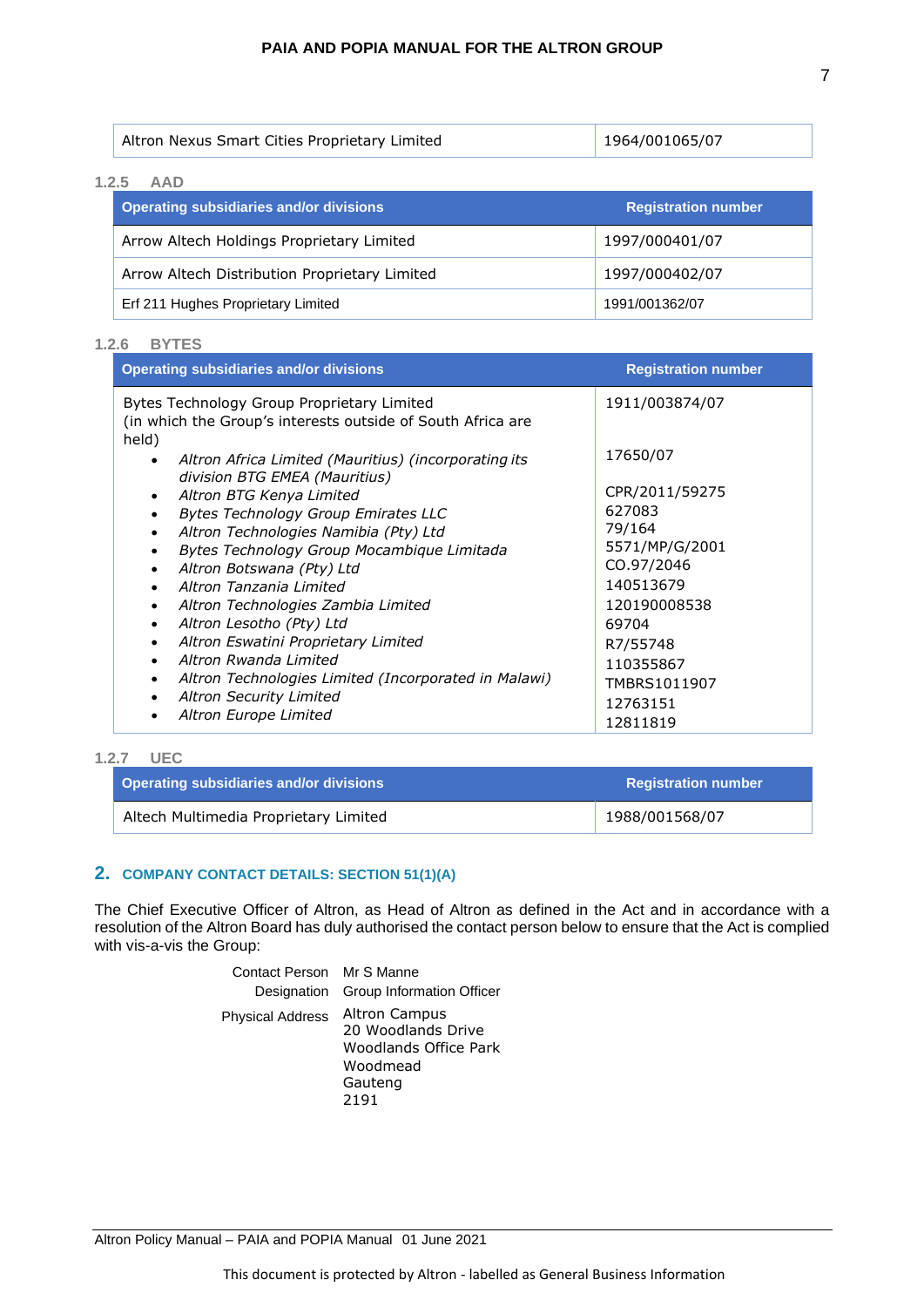| Altron Nexus Smart Cities Proprietary Limited | 1964/001065/07 |
|---|---|

### 1.2.5 AAD

| Operating subsidiaries and/or divisions | Registration number |
|---|---|
| Arrow Altech Holdings Proprietary Limited | 1997/000401/07 |
| Arrow Altech Distribution Proprietary Limited | 1997/000402/07 |
| Erf 211 Hughes Proprietary Limited | 1991/001362/07 |

### 1.2.6 BYTES

| Operating subsidiaries and/or divisions | Registration number |
|---|---|
| Bytes Technology Group Proprietary Limited (in which the Group's interests outside of South Africa are held) | 1911/003874/07 |
| • *Altron Africa Limited (Mauritius) (incorporating its division BTG EMEA (Mauritius)* | 17650/07 |
| • *Altron BTG Kenya Limited* | CPR/2011/59275 |
| • *Bytes Technology Group Emirates LLC* | 627083 |
| • *Altron Technologies Namibia (Pty) Ltd* | 79/164 |
| • *Bytes Technology Group Mocambique Limitada* | 5571/MP/G/2001 |
| • *Altron Botswana (Pty) Ltd* | CO.97/2046 |
| • *Altron Tanzania Limited* | 140513679 |
| • *Altron Technologies Zambia Limited* | 120190008538 |
| • *Altron Lesotho (Pty) Ltd* | 69704 |
| • *Altron Eswatini Proprietary Limited* | R7/55748 |
| • *Altron Rwanda Limited* | 110355867 |
| • *Altron Technologies Limited (Incorporated in Malawi)* | TMBRS1011907 |
| • *Altron Security Limited* | 12763151 |
| • *Altron Europe Limited* | 12811819 |

### 1.2.7 UEC

| Operating subsidiaries and/or divisions | Registration number |
|---|---|
| Altech Multimedia Proprietary Limited | 1988/001568/07 |

## 2. COMPANY CONTACT DETAILS: SECTION 51(1)(A)

The Chief Executive Officer of Altron, as Head of Altron as defined in the Act and in accordance with a resolution of the Altron Board has duly authorised the contact person below to ensure that the Act is complied with vis-a-vis the Group:

| | |
|---|---|
| Contact Person | Mr S Manne |
| Designation | Group Information Officer |
| Physical Address | Altron Campus<br>20 Woodlands Drive<br>Woodlands Office Park<br>Woodmead<br>Gauteng<br>2191 |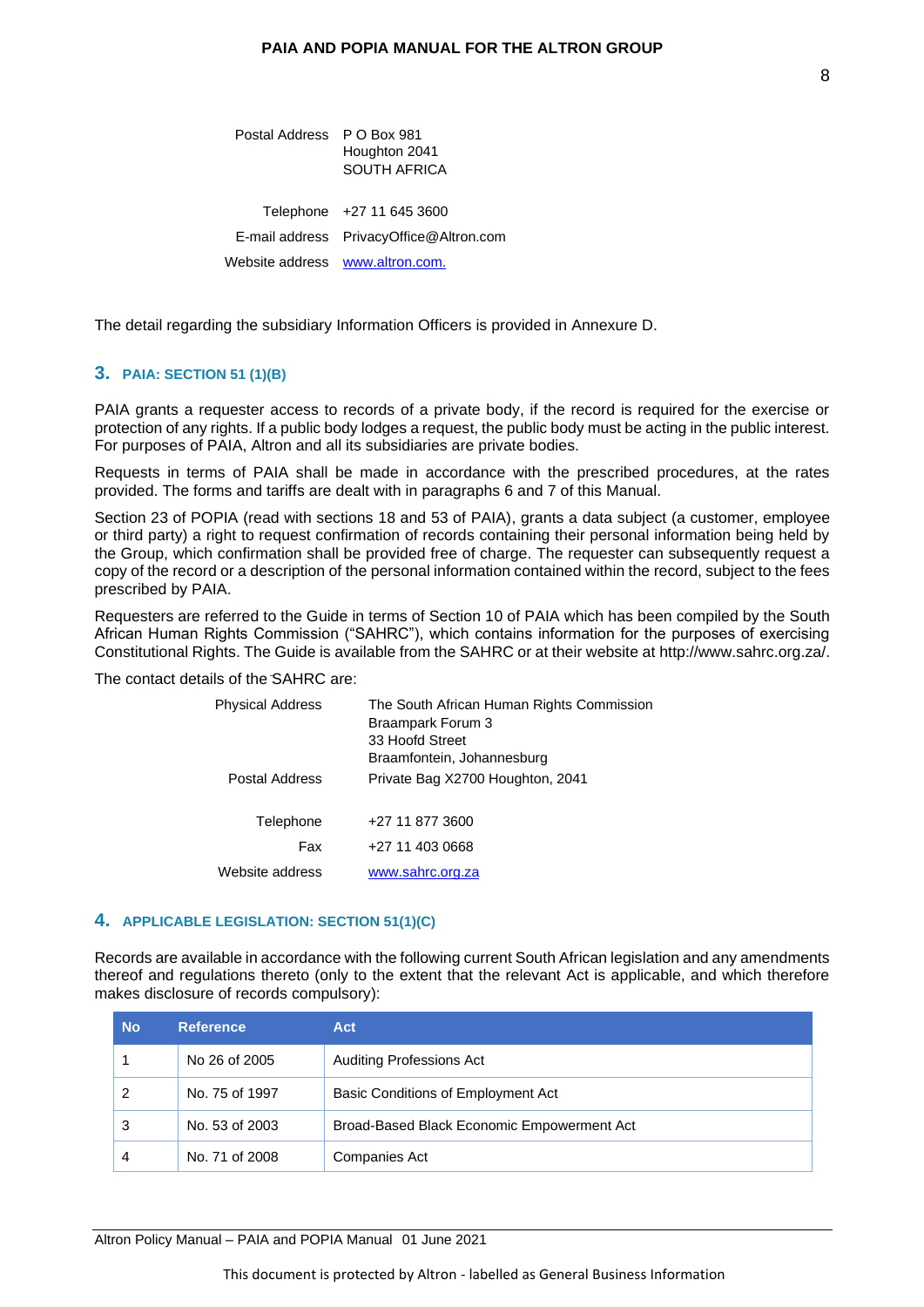| | |
|---|---|
| Postal Address | P O Box 981<br>Houghton 2041<br>SOUTH AFRICA |
| Telephone | +27 11 645 3600 |
| E-mail address | PrivacyOffice@Altron.com |
| Website address | [www.altron.com.](http://www.altron.com) |

The detail regarding the subsidiary Information Officers is provided in Annexure D.

## 3. PAIA: SECTION 51 (1)(B)

PAIA grants a requester access to records of a private body, if the record is required for the exercise or protection of any rights. If a public body lodges a request, the public body must be acting in the public interest. For purposes of PAIA, Altron and all its subsidiaries are private bodies.

Requests in terms of PAIA shall be made in accordance with the prescribed procedures, at the rates provided. The forms and tariffs are dealt with in paragraphs 6 and 7 of this Manual.

Section 23 of POPIA (read with sections 18 and 53 of PAIA), grants a data subject (a customer, employee or third party) a right to request confirmation of records containing their personal information being held by the Group, which confirmation shall be provided free of charge. The requester can subsequently request a copy of the record or a description of the personal information contained within the record, subject to the fees prescribed by PAIA.

Requesters are referred to the Guide in terms of Section 10 of PAIA which has been compiled by the South African Human Rights Commission ("SAHRC"), which contains information for the purposes of exercising Constitutional Rights. The Guide is available from the SAHRC or at their website at http://www.sahrc.org.za/.

The contact details of the SAHRC are:

| | |
|---|---|
| Physical Address | The South African Human Rights Commission<br>Braampark Forum 3<br>33 Hoofd Street<br>Braamfontein, Johannesburg |
| Postal Address | Private Bag X2700 Houghton, 2041 |
| Telephone | +27 11 877 3600 |
| Fax | +27 11 403 0668 |
| Website address | [www.sahrc.org.za](http://www.sahrc.org.za) |

## 4. APPLICABLE LEGISLATION: SECTION 51(1)(C)

Records are available in accordance with the following current South African legislation and any amendments thereof and regulations thereto (only to the extent that the relevant Act is applicable, and which therefore makes disclosure of records compulsory):

| No | Reference | Act |
|---|---|---|
| 1 | No 26 of 2005 | Auditing Professions Act |
| 2 | No. 75 of 1997 | Basic Conditions of Employment Act |
| 3 | No. 53 of 2003 | Broad-Based Black Economic Empowerment Act |
| 4 | No. 71 of 2008 | Companies Act |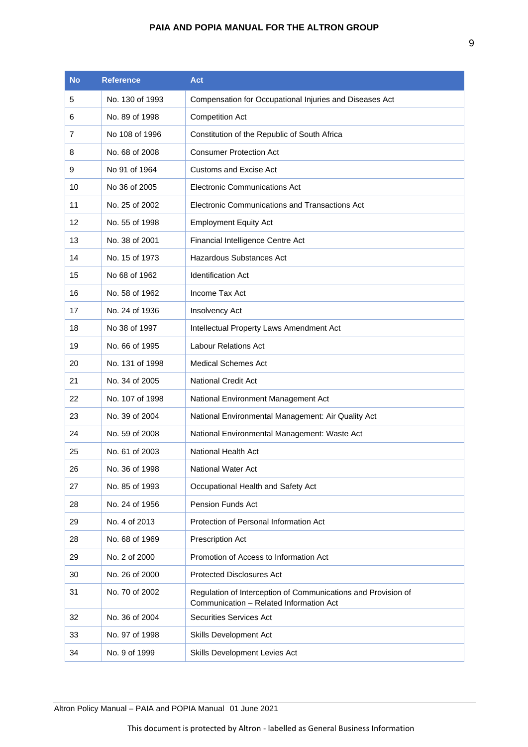| No | Reference | Act |
|---|---|---|
| 5 | No. 130 of 1993 | Compensation for Occupational Injuries and Diseases Act |
| 6 | No. 89 of 1998 | Competition Act |
| 7 | No 108 of 1996 | Constitution of the Republic of South Africa |
| 8 | No. 68 of 2008 | Consumer Protection Act |
| 9 | No 91 of 1964 | Customs and Excise Act |
| 10 | No 36 of 2005 | Electronic Communications Act |
| 11 | No. 25 of 2002 | Electronic Communications and Transactions Act |
| 12 | No. 55 of 1998 | Employment Equity Act |
| 13 | No. 38 of 2001 | Financial Intelligence Centre Act |
| 14 | No. 15 of 1973 | Hazardous Substances Act |
| 15 | No 68 of 1962 | Identification Act |
| 16 | No. 58 of 1962 | Income Tax Act |
| 17 | No. 24 of 1936 | Insolvency Act |
| 18 | No 38 of 1997 | Intellectual Property Laws Amendment Act |
| 19 | No. 66 of 1995 | Labour Relations Act |
| 20 | No. 131 of 1998 | Medical Schemes Act |
| 21 | No. 34 of 2005 | National Credit Act |
| 22 | No. 107 of 1998 | National Environment Management Act |
| 23 | No. 39 of 2004 | National Environmental Management: Air Quality Act |
| 24 | No. 59 of 2008 | National Environmental Management: Waste Act |
| 25 | No. 61 of 2003 | National Health Act |
| 26 | No. 36 of 1998 | National Water Act |
| 27 | No. 85 of 1993 | Occupational Health and Safety Act |
| 28 | No. 24 of 1956 | Pension Funds Act |
| 29 | No. 4 of 2013 | Protection of Personal Information Act |
| 28 | No. 68 of 1969 | Prescription Act |
| 29 | No. 2 of 2000 | Promotion of Access to Information Act |
| 30 | No. 26 of 2000 | Protected Disclosures Act |
| 31 | No. 70 of 2002 | Regulation of Interception of Communications and Provision of Communication – Related Information Act |
| 32 | No. 36 of 2004 | Securities Services Act |
| 33 | No. 97 of 1998 | Skills Development Act |
| 34 | No. 9 of 1999 | Skills Development Levies Act |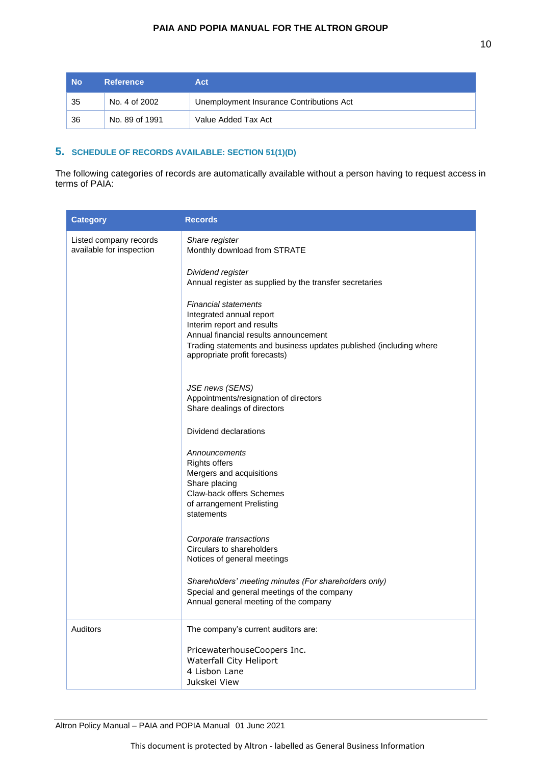| No | Reference | Act |
|---|---|---|
| 35 | No. 4 of 2002 | Unemployment Insurance Contributions Act |
| 36 | No. 89 of 1991 | Value Added Tax Act |

## 5. SCHEDULE OF RECORDS AVAILABLE: SECTION 51(1)(D)

The following categories of records are automatically available without a person having to request access in terms of PAIA:

| Category | Records |
|---|---|
| Listed company records available for inspection | *Share register*<br>Monthly download from STRATE<br><br>*Dividend register*<br>Annual register as supplied by the transfer secretaries<br><br>*Financial statements*<br>Integrated annual report<br>Interim report and results<br>Annual financial results announcement<br>Trading statements and business updates published (including where appropriate profit forecasts)<br><br>*JSE news (SENS)*<br>Appointments/resignation of directors<br>Share dealings of directors<br><br>Dividend declarations<br><br>*Announcements*<br>Rights offers<br>Mergers and acquisitions<br>Share placing<br>Claw-back offers Schemes<br>of arrangement Prelisting<br>statements<br><br>*Corporate transactions*<br>Circulars to shareholders<br>Notices of general meetings<br><br>*Shareholders' meeting minutes (For shareholders only)*<br>Special and general meetings of the company<br>Annual general meeting of the company |
| Auditors | The company's current auditors are:<br><br>PricewaterhouseCoopers Inc.<br>Waterfall City Heliport<br>4 Lisbon Lane<br>Jukskei View |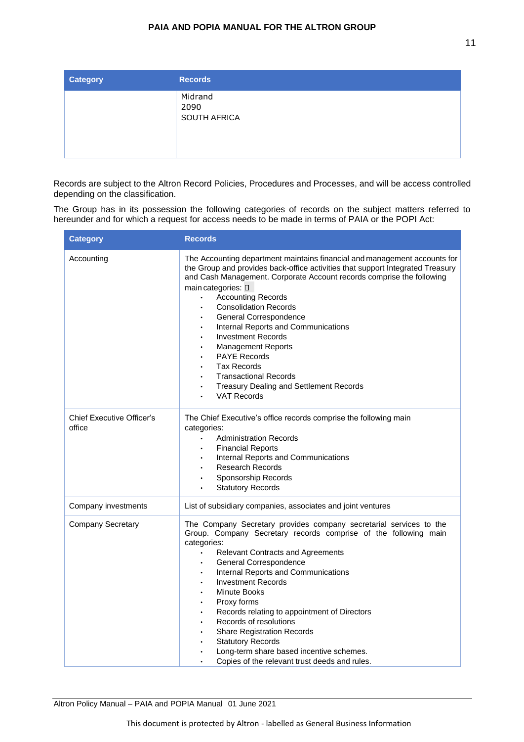| Category | Records |
| --- | --- |
| | Midrand<br>2090<br>SOUTH AFRICA |

Records are subject to the Altron Record Policies, Procedures and Processes, and will be access controlled depending on the classification.

The Group has in its possession the following categories of records on the subject matters referred to hereunder and for which a request for access needs to be made in terms of PAIA or the POPI Act:

| Category | Records |
| --- | --- |
| Accounting | The Accounting department maintains financial and management accounts for the Group and provides back-office activities that support Integrated Treasury and Cash Management. Corporate Account records comprise the following main categories: <br>• Accounting Records<br>• Consolidation Records<br>• General Correspondence<br>• Internal Reports and Communications<br>• Investment Records<br>• Management Reports<br>• PAYE Records<br>• Tax Records<br>• Transactional Records<br>• Treasury Dealing and Settlement Records<br>• VAT Records |
| Chief Executive Officer's office | The Chief Executive's office records comprise the following main categories:<br>• Administration Records<br>• Financial Reports<br>• Internal Reports and Communications<br>• Research Records<br>• Sponsorship Records<br>• Statutory Records |
| Company investments | List of subsidiary companies, associates and joint ventures |
| Company Secretary | The Company Secretary provides company secretarial services to the Group. Company Secretary records comprise of the following main categories:<br>• Relevant Contracts and Agreements<br>• General Correspondence<br>• Internal Reports and Communications<br>• Investment Records<br>• Minute Books<br>• Proxy forms<br>• Records relating to appointment of Directors<br>• Records of resolutions<br>• Share Registration Records<br>• Statutory Records<br>• Long-term share based incentive schemes.<br>• Copies of the relevant trust deeds and rules. |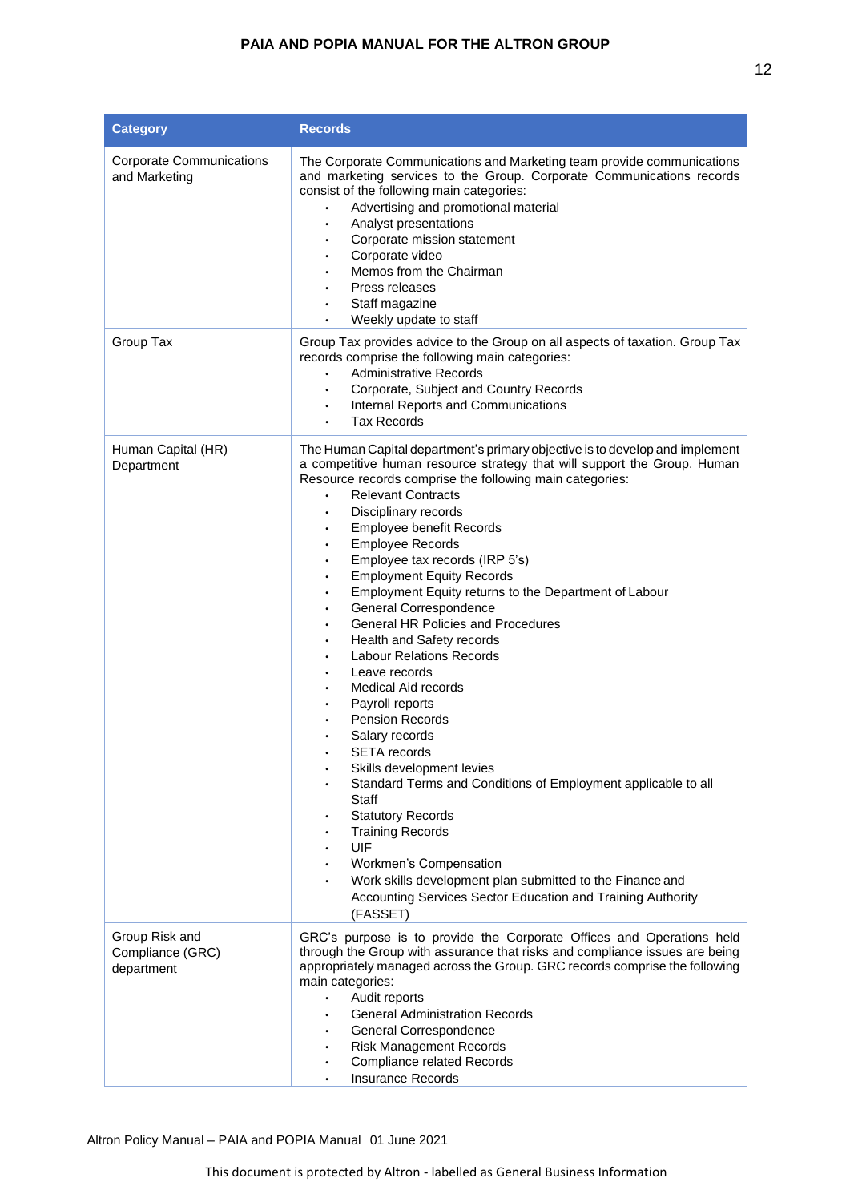| Category | Records |
|---|---|
| Corporate Communications and Marketing | The Corporate Communications and Marketing team provide communications and marketing services to the Group. Corporate Communications records consist of the following main categories:<br>• Advertising and promotional material<br>• Analyst presentations<br>• Corporate mission statement<br>• Corporate video<br>• Memos from the Chairman<br>• Press releases<br>• Staff magazine<br>• Weekly update to staff |
| Group Tax | Group Tax provides advice to the Group on all aspects of taxation. Group Tax records comprise the following main categories:<br>• Administrative Records<br>• Corporate, Subject and Country Records<br>• Internal Reports and Communications<br>• Tax Records |
| Human Capital (HR) Department | The Human Capital department's primary objective is to develop and implement a competitive human resource strategy that will support the Group. Human Resource records comprise the following main categories:<br>• Relevant Contracts<br>• Disciplinary records<br>• Employee benefit Records<br>• Employee Records<br>• Employee tax records (IRP 5's)<br>• Employment Equity Records<br>• Employment Equity returns to the Department of Labour<br>• General Correspondence<br>• General HR Policies and Procedures<br>• Health and Safety records<br>• Labour Relations Records<br>• Leave records<br>• Medical Aid records<br>• Payroll reports<br>• Pension Records<br>• Salary records<br>• SETA records<br>• Skills development levies<br>• Standard Terms and Conditions of Employment applicable to all Staff<br>• Statutory Records<br>• Training Records<br>• UIF<br>• Workmen's Compensation<br>• Work skills development plan submitted to the Finance and Accounting Services Sector Education and Training Authority (FASSET) |
| Group Risk and Compliance (GRC) department | GRC's purpose is to provide the Corporate Offices and Operations held through the Group with assurance that risks and compliance issues are being appropriately managed across the Group. GRC records comprise the following main categories:<br>• Audit reports<br>• General Administration Records<br>• General Correspondence<br>• Risk Management Records<br>• Compliance related Records<br>• Insurance Records |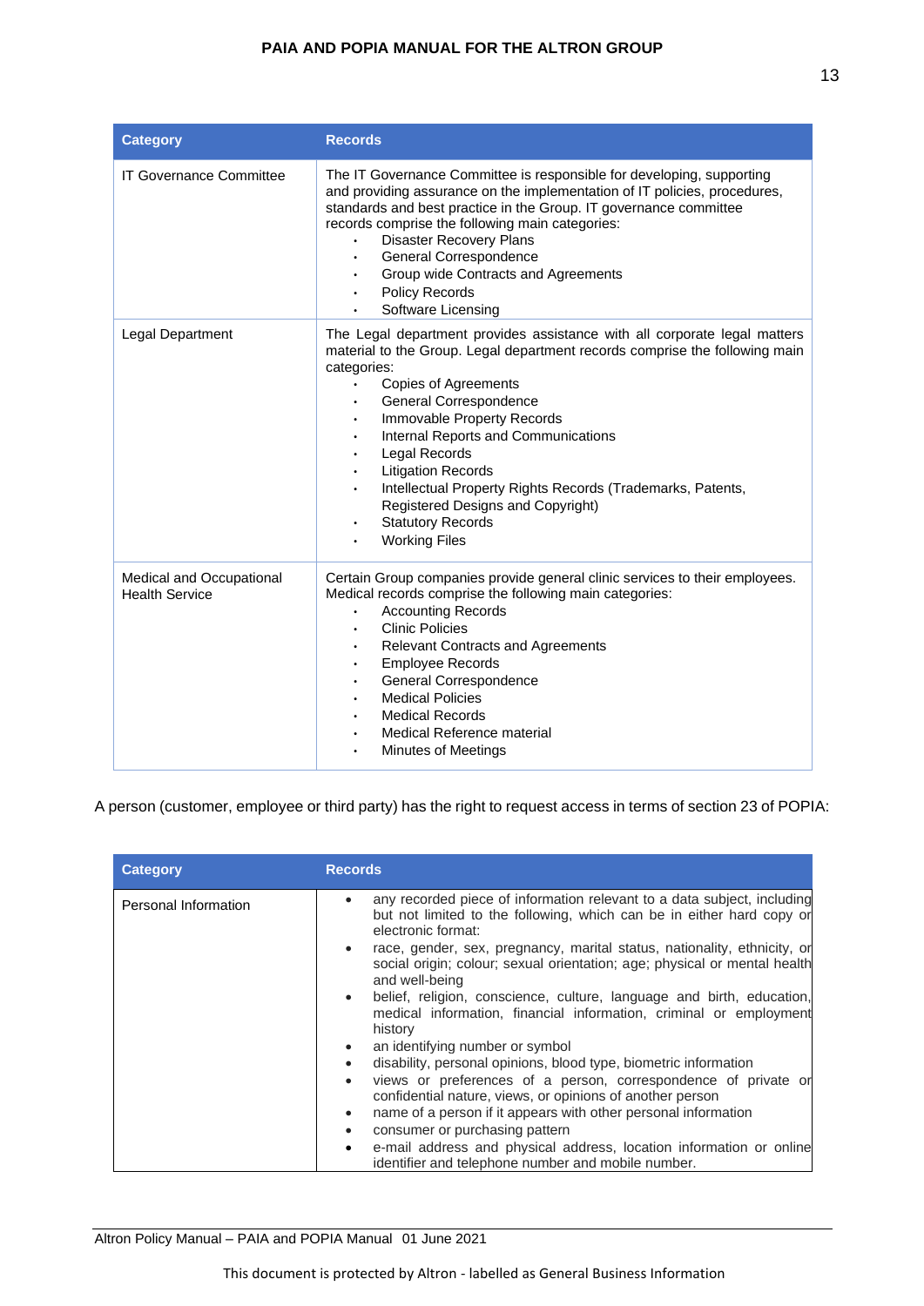| Category | Records |
| --- | --- |
| IT Governance Committee | The IT Governance Committee is responsible for developing, supporting and providing assurance on the implementation of IT policies, procedures, standards and best practice in the Group. IT governance committee records comprise the following main categories:<br>• Disaster Recovery Plans<br>• General Correspondence<br>• Group wide Contracts and Agreements<br>• Policy Records<br>• Software Licensing |
| Legal Department | The Legal department provides assistance with all corporate legal matters material to the Group. Legal department records comprise the following main categories:<br>• Copies of Agreements<br>• General Correspondence<br>• Immovable Property Records<br>• Internal Reports and Communications<br>• Legal Records<br>• Litigation Records<br>• Intellectual Property Rights Records (Trademarks, Patents, Registered Designs and Copyright)<br>• Statutory Records<br>• Working Files |
| Medical and Occupational Health Service | Certain Group companies provide general clinic services to their employees. Medical records comprise the following main categories:<br>• Accounting Records<br>• Clinic Policies<br>• Relevant Contracts and Agreements<br>• Employee Records<br>• General Correspondence<br>• Medical Policies<br>• Medical Records<br>• Medical Reference material<br>• Minutes of Meetings |

A person (customer, employee or third party) has the right to request access in terms of section 23 of POPIA:

| Category | Records |
| --- | --- |
| Personal Information | • any recorded piece of information relevant to a data subject, including but not limited to the following, which can be in either hard copy or electronic format:<br>• race, gender, sex, pregnancy, marital status, nationality, ethnicity, or social origin; colour; sexual orientation; age; physical or mental health and well-being<br>• belief, religion, conscience, culture, language and birth, education, medical information, financial information, criminal or employment history<br>• an identifying number or symbol<br>• disability, personal opinions, blood type, biometric information<br>• views or preferences of a person, correspondence of private or confidential nature, views, or opinions of another person<br>• name of a person if it appears with other personal information<br>• consumer or purchasing pattern<br>• e-mail address and physical address, location information or online identifier and telephone number and mobile number. |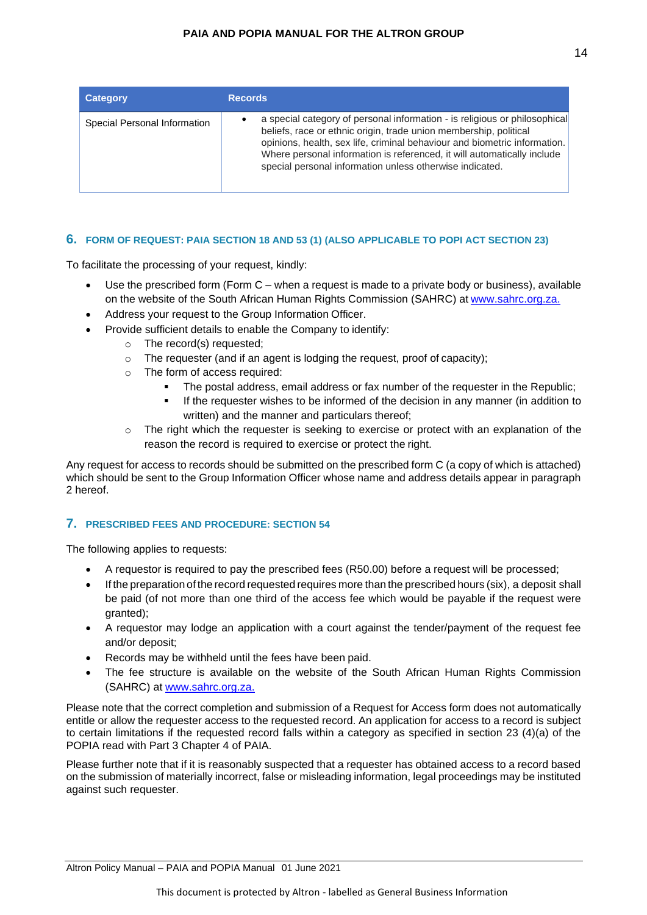| Category | Records |
|---|---|
| Special Personal Information | • a special category of personal information - is religious or philosophical beliefs, race or ethnic origin, trade union membership, political opinions, health, sex life, criminal behaviour and biometric information. Where personal information is referenced, it will automatically include special personal information unless otherwise indicated. |

## 6. FORM OF REQUEST: PAIA SECTION 18 AND 53 (1) (ALSO APPLICABLE TO POPI ACT SECTION 23)

To facilitate the processing of your request, kindly:

- Use the prescribed form (Form C – when a request is made to a private body or business), available on the website of the South African Human Rights Commission (SAHRC) at www.sahrc.org.za.
- Address your request to the Group Information Officer.
- Provide sufficient details to enable the Company to identify:
  - The record(s) requested;
  - The requester (and if an agent is lodging the request, proof of capacity);
  - The form of access required:
    - The postal address, email address or fax number of the requester in the Republic;
    - If the requester wishes to be informed of the decision in any manner (in addition to written) and the manner and particulars thereof;
  - The right which the requester is seeking to exercise or protect with an explanation of the reason the record is required to exercise or protect the right.

Any request for access to records should be submitted on the prescribed form C (a copy of which is attached) which should be sent to the Group Information Officer whose name and address details appear in paragraph 2 hereof.

## 7. PRESCRIBED FEES AND PROCEDURE: SECTION 54

The following applies to requests:

- A requestor is required to pay the prescribed fees (R50.00) before a request will be processed;
- If the preparation of the record requested requires more than the prescribed hours (six), a deposit shall be paid (of not more than one third of the access fee which would be payable if the request were granted);
- A requestor may lodge an application with a court against the tender/payment of the request fee and/or deposit;
- Records may be withheld until the fees have been paid.
- The fee structure is available on the website of the South African Human Rights Commission (SAHRC) at www.sahrc.org.za.

Please note that the correct completion and submission of a Request for Access form does not automatically entitle or allow the requester access to the requested record. An application for access to a record is subject to certain limitations if the requested record falls within a category as specified in section 23 (4)(a) of the POPIA read with Part 3 Chapter 4 of PAIA.

Please further note that if it is reasonably suspected that a requester has obtained access to a record based on the submission of materially incorrect, false or misleading information, legal proceedings may be instituted against such requester.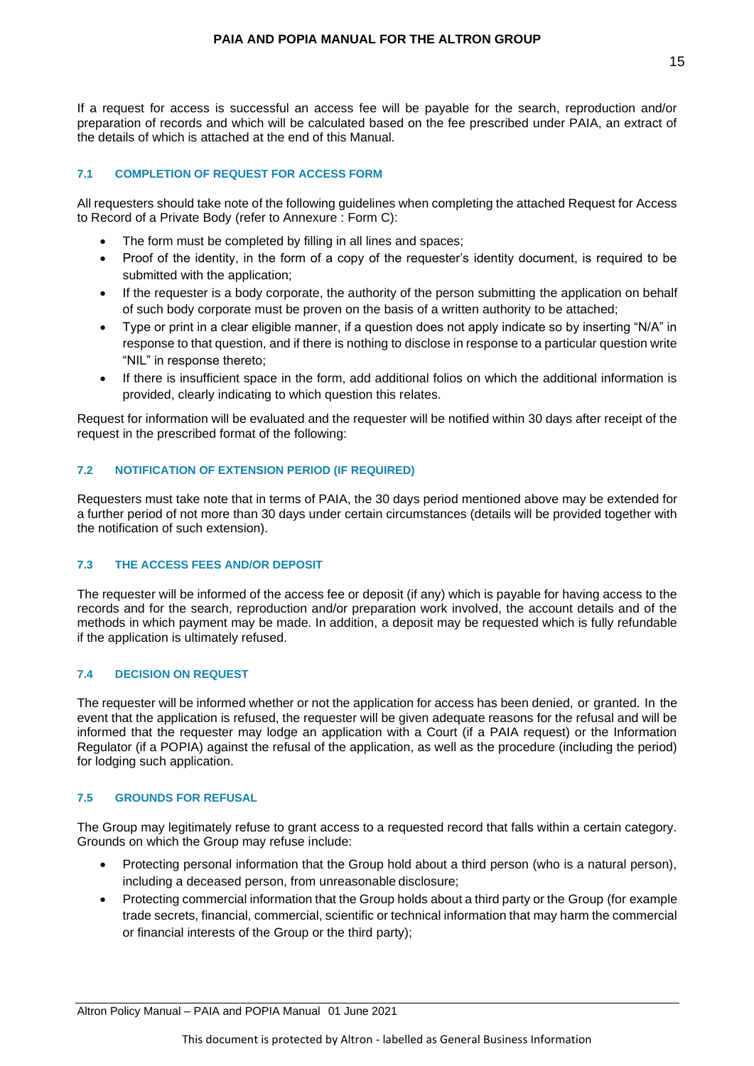If a request for access is successful an access fee will be payable for the search, reproduction and/or preparation of records and which will be calculated based on the fee prescribed under PAIA, an extract of the details of which is attached at the end of this Manual.

### 7.1 COMPLETION OF REQUEST FOR ACCESS FORM

All requesters should take note of the following guidelines when completing the attached Request for Access to Record of a Private Body (refer to Annexure : Form C):

- The form must be completed by filling in all lines and spaces;
- Proof of the identity, in the form of a copy of the requester's identity document, is required to be submitted with the application;
- If the requester is a body corporate, the authority of the person submitting the application on behalf of such body corporate must be proven on the basis of a written authority to be attached;
- Type or print in a clear eligible manner, if a question does not apply indicate so by inserting "N/A" in response to that question, and if there is nothing to disclose in response to a particular question write "NIL" in response thereto;
- If there is insufficient space in the form, add additional folios on which the additional information is provided, clearly indicating to which question this relates.

Request for information will be evaluated and the requester will be notified within 30 days after receipt of the request in the prescribed format of the following:

### 7.2 NOTIFICATION OF EXTENSION PERIOD (IF REQUIRED)

Requesters must take note that in terms of PAIA, the 30 days period mentioned above may be extended for a further period of not more than 30 days under certain circumstances (details will be provided together with the notification of such extension).

### 7.3 THE ACCESS FEES AND/OR DEPOSIT

The requester will be informed of the access fee or deposit (if any) which is payable for having access to the records and for the search, reproduction and/or preparation work involved, the account details and of the methods in which payment may be made. In addition, a deposit may be requested which is fully refundable if the application is ultimately refused.

### 7.4 DECISION ON REQUEST

The requester will be informed whether or not the application for access has been denied, or granted. In the event that the application is refused, the requester will be given adequate reasons for the refusal and will be informed that the requester may lodge an application with a Court (if a PAIA request) or the Information Regulator (if a POPIA) against the refusal of the application, as well as the procedure (including the period) for lodging such application.

### 7.5 GROUNDS FOR REFUSAL

The Group may legitimately refuse to grant access to a requested record that falls within a certain category. Grounds on which the Group may refuse include:

- Protecting personal information that the Group hold about a third person (who is a natural person), including a deceased person, from unreasonable disclosure;
- Protecting commercial information that the Group holds about a third party or the Group (for example trade secrets, financial, commercial, scientific or technical information that may harm the commercial or financial interests of the Group or the third party);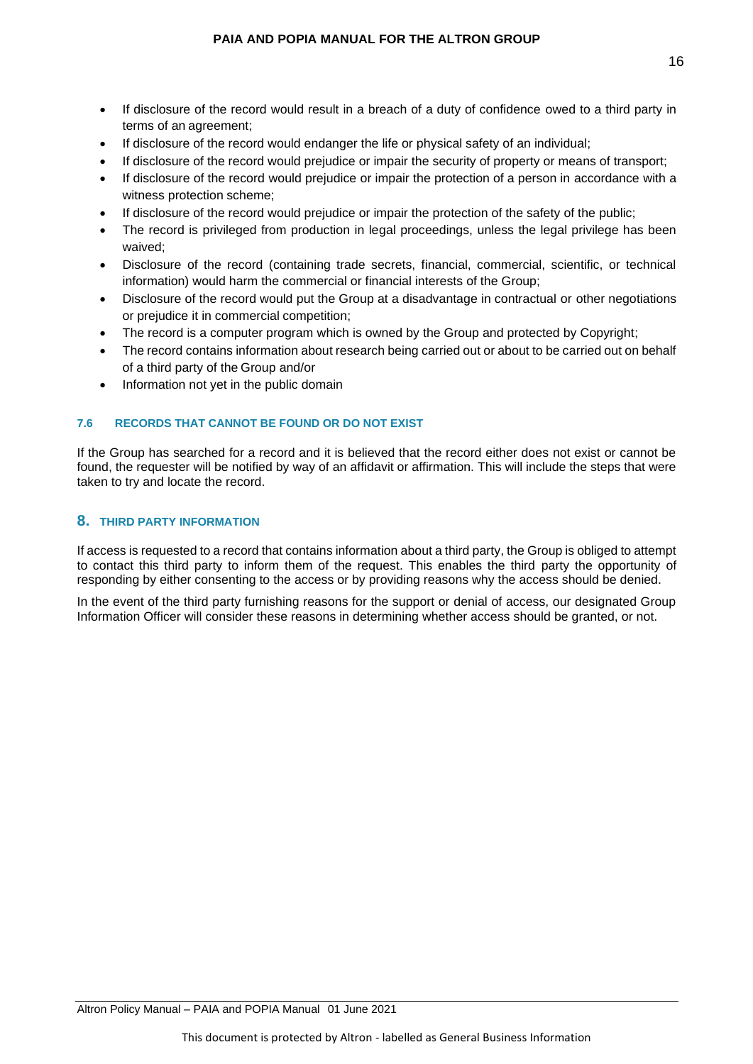- If disclosure of the record would result in a breach of a duty of confidence owed to a third party in terms of an agreement;
- If disclosure of the record would endanger the life or physical safety of an individual;
- If disclosure of the record would prejudice or impair the security of property or means of transport;
- If disclosure of the record would prejudice or impair the protection of a person in accordance with a witness protection scheme;
- If disclosure of the record would prejudice or impair the protection of the safety of the public;
- The record is privileged from production in legal proceedings, unless the legal privilege has been waived;
- Disclosure of the record (containing trade secrets, financial, commercial, scientific, or technical information) would harm the commercial or financial interests of the Group;
- Disclosure of the record would put the Group at a disadvantage in contractual or other negotiations or prejudice it in commercial competition;
- The record is a computer program which is owned by the Group and protected by Copyright;
- The record contains information about research being carried out or about to be carried out on behalf of a third party of the Group and/or
- Information not yet in the public domain

### 7.6 RECORDS THAT CANNOT BE FOUND OR DO NOT EXIST

If the Group has searched for a record and it is believed that the record either does not exist or cannot be found, the requester will be notified by way of an affidavit or affirmation. This will include the steps that were taken to try and locate the record.

## 8. THIRD PARTY INFORMATION

If access is requested to a record that contains information about a third party, the Group is obliged to attempt to contact this third party to inform them of the request. This enables the third party the opportunity of responding by either consenting to the access or by providing reasons why the access should be denied.

In the event of the third party furnishing reasons for the support or denial of access, our designated Group Information Officer will consider these reasons in determining whether access should be granted, or not.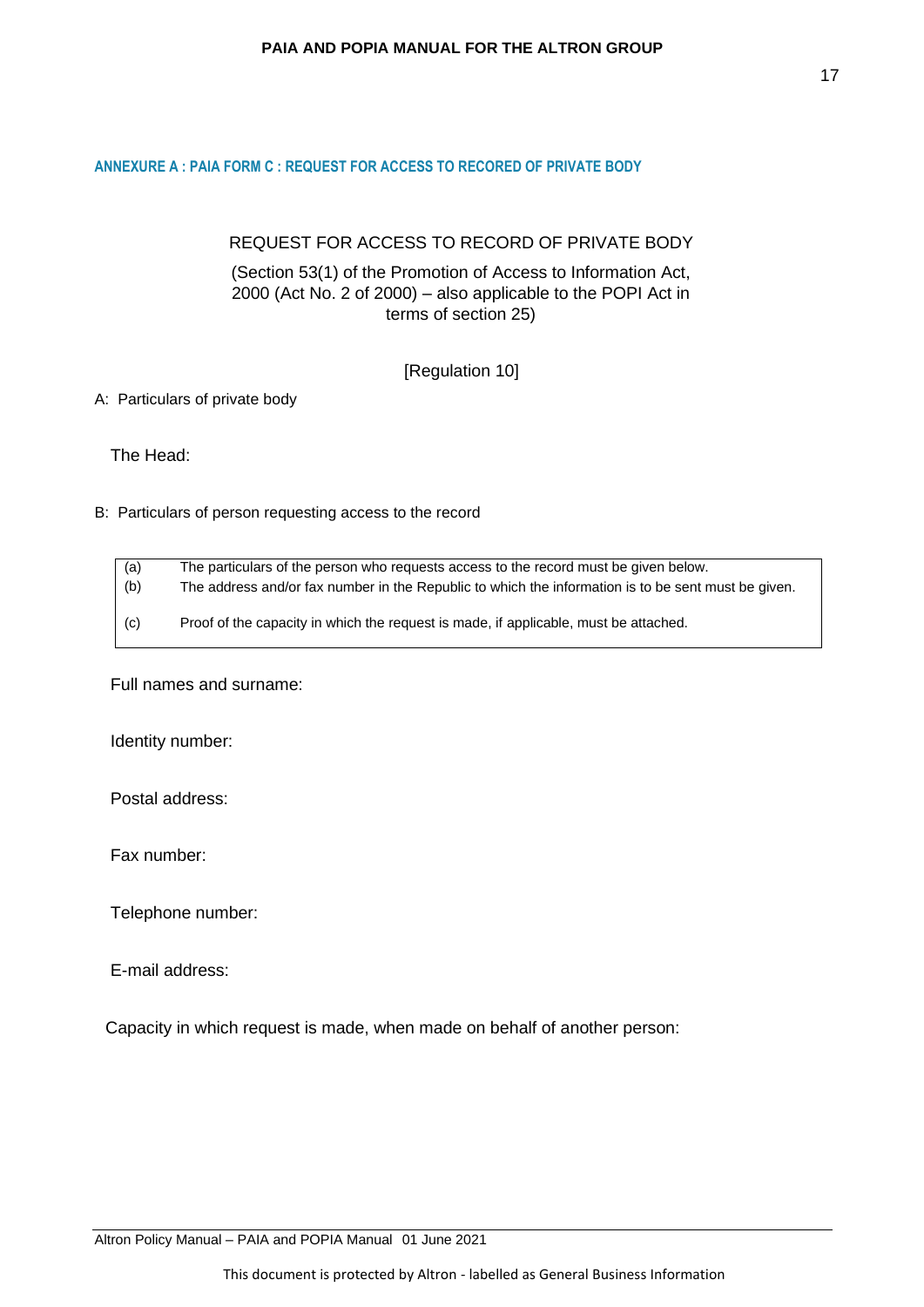## ANNEXURE A : PAIA FORM C : REQUEST FOR ACCESS TO RECORED OF PRIVATE BODY

REQUEST FOR ACCESS TO RECORD OF PRIVATE BODY

(Section 53(1) of the Promotion of Access to Information Act, 2000 (Act No. 2 of 2000) – also applicable to the POPI Act in terms of section 25)

[Regulation 10]

A: Particulars of private body

The Head:

B: Particulars of person requesting access to the record

| | |
|---|---|
| (a) | The particulars of the person who requests access to the record must be given below. |
| (b) | The address and/or fax number in the Republic to which the information is to be sent must be given. |
| (c) | Proof of the capacity in which the request is made, if applicable, must be attached. |

Full names and surname:

Identity number:

Postal address:

Fax number:

Telephone number:

E-mail address:

Capacity in which request is made, when made on behalf of another person: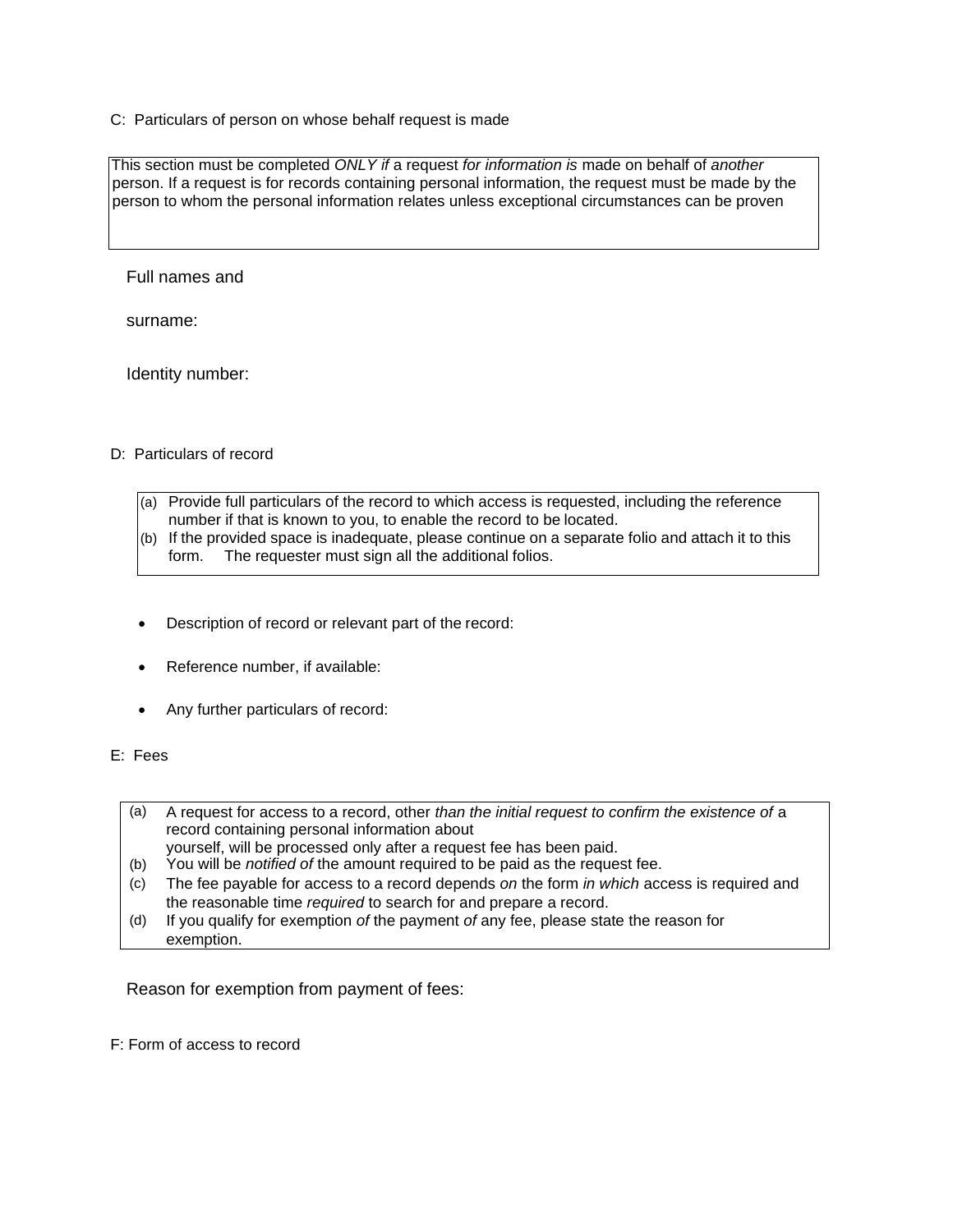C: Particulars of person on whose behalf request is made

| This section must be completed *ONLY if* a request *for information is* made on behalf of *another* person. If a request is for records containing personal information, the request must be made by the person to whom the personal information relates unless exceptional circumstances can be proven |
|---|

Full names and

surname:

Identity number:

D: Particulars of record

| (a) Provide full particulars of the record to which access is requested, including the reference number if that is known to you, to enable the record to be located.<br>(b) If the provided space is inadequate, please continue on a separate folio and attach it to this form. The requester must sign all the additional folios. |
|---|

- Description of record or relevant part of the record:
- Reference number, if available:
- Any further particulars of record:

E: Fees

| (a) A request for access to a record, other *than the initial request to confirm the existence of* a record containing personal information about yourself, will be processed only after a request fee has been paid.<br>(b) You will be *notified of* the amount required to be paid as the request fee.<br>(c) The fee payable for access to a record depends *on* the form *in which* access is required and the reasonable time *required* to search for and prepare a record.<br>(d) If you qualify for exemption *of* the payment *of* any fee, please state the reason for exemption. |
|---|

Reason for exemption from payment of fees:

F: Form of access to record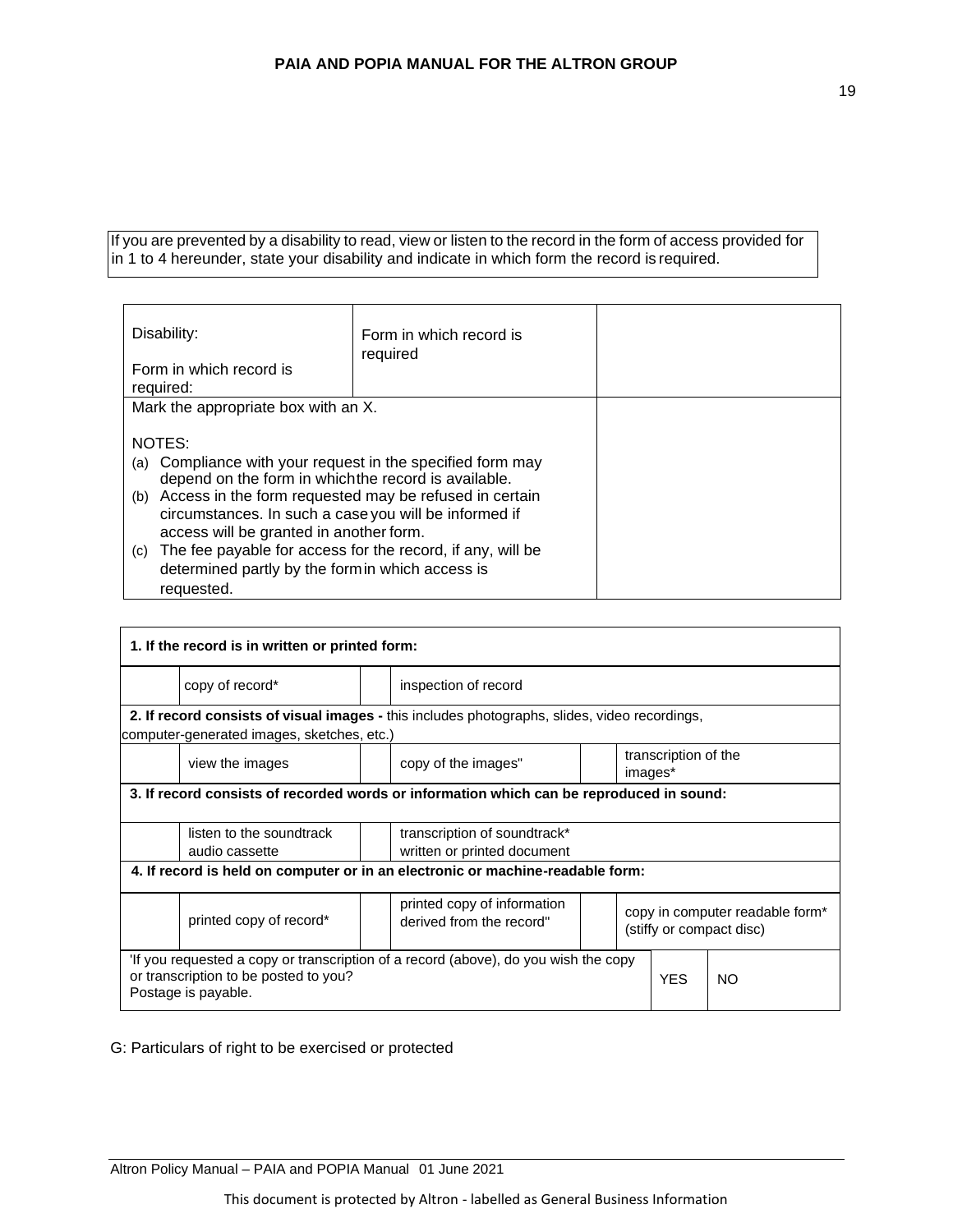If you are prevented by a disability to read, view or listen to the record in the form of access provided for in 1 to 4 hereunder, state your disability and indicate in which form the record is required.

| Disability:<br><br>Form in which record is required: | Form in which record is required | |
|---|---|---|
| Mark the appropriate box with an X.<br><br>NOTES:<br>(a) Compliance with your request in the specified form may depend on the form in which the record is available.<br>(b) Access in the form requested may be refused in certain circumstances. In such a case you will be informed if access will be granted in another form.<br>(c) The fee payable for access for the record, if any, will be determined partly by the form in which access is requested. | | |

| | | | | | |
|---|---|---|---|---|---|
| **1. If the record is in written or printed form:** | | | | | |
| | copy of record* | | inspection of record | | |
| **2. If record consists of visual images -** this includes photographs, slides, video recordings, computer-generated images, sketches, etc.) | | | | | |
| | view the images | | copy of the images" | | transcription of the images* |
| **3. If record consists of recorded words or information which can be reproduced in sound:** | | | | | |
| | listen to the soundtrack audio cassette | | transcription of soundtrack* written or printed document | | |
| **4. If record is held on computer or in an electronic or machine-readable form:** | | | | | |
| | printed copy of record* | | printed copy of information derived from the record" | | copy in computer readable form* (stiffy or compact disc) |

| | | |
|---|---|---|
| 'If you requested a copy or transcription of a record (above), do you wish the copy or transcription to be posted to you?<br>Postage is payable. | YES | NO |

G: Particulars of right to be exercised or protected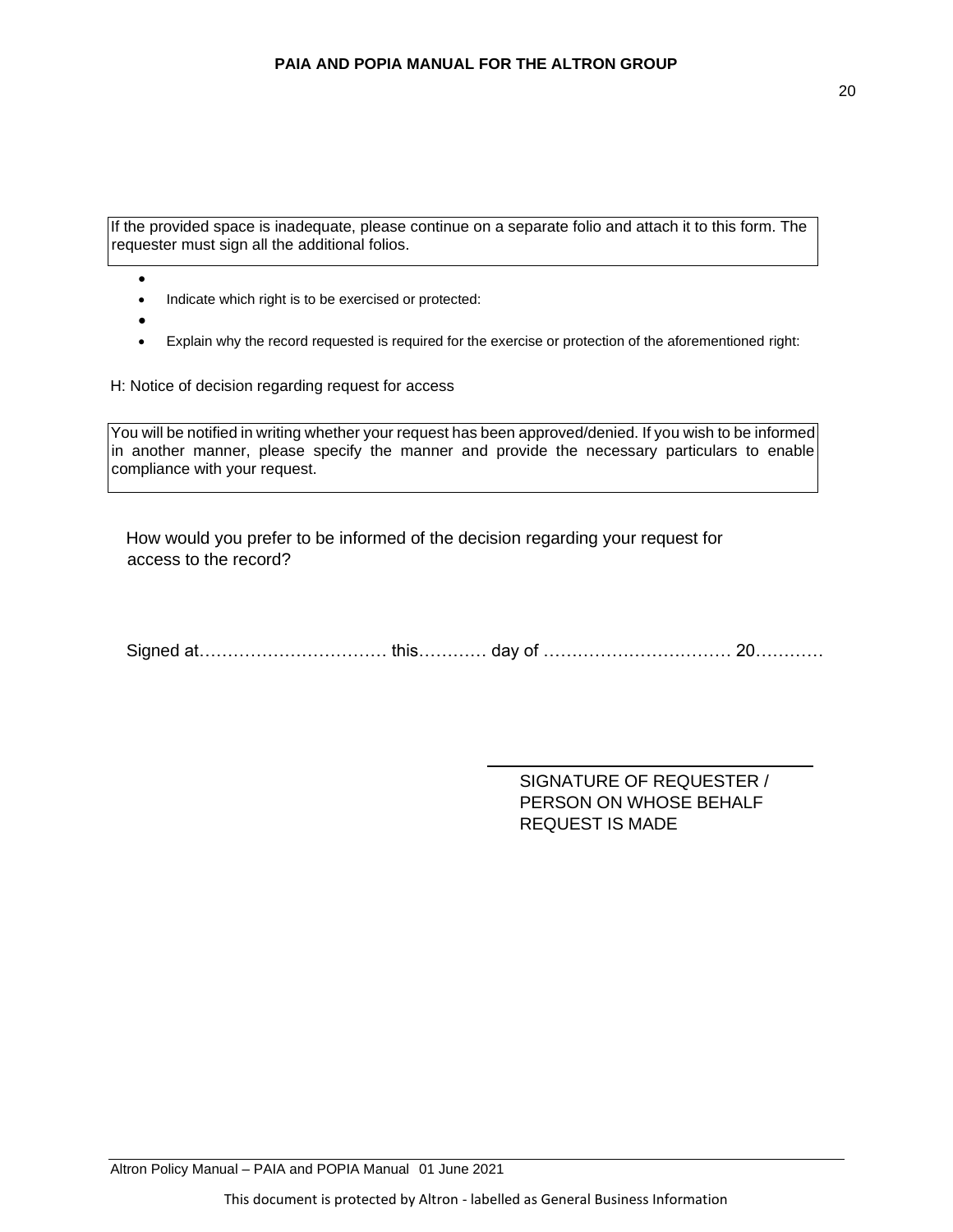| If the provided space is inadequate, please continue on a separate folio and attach it to this form. The requester must sign all the additional folios. |
|---|

- Indicate which right is to be exercised or protected:
- Explain why the record requested is required for the exercise or protection of the aforementioned right:

H: Notice of decision regarding request for access

| You will be notified in writing whether your request has been approved/denied. If you wish to be informed in another manner, please specify the manner and provide the necessary particulars to enable compliance with your request. |
|---|

How would you prefer to be informed of the decision regarding your request for access to the record?

Signed at…………………………… this………… day of …………………………… 20…………

SIGNATURE OF REQUESTER / PERSON ON WHOSE BEHALF REQUEST IS MADE

Altron Policy Manual – PAIA and POPIA Manual 01 June 2021

This document is protected by Altron - labelled as General Business Information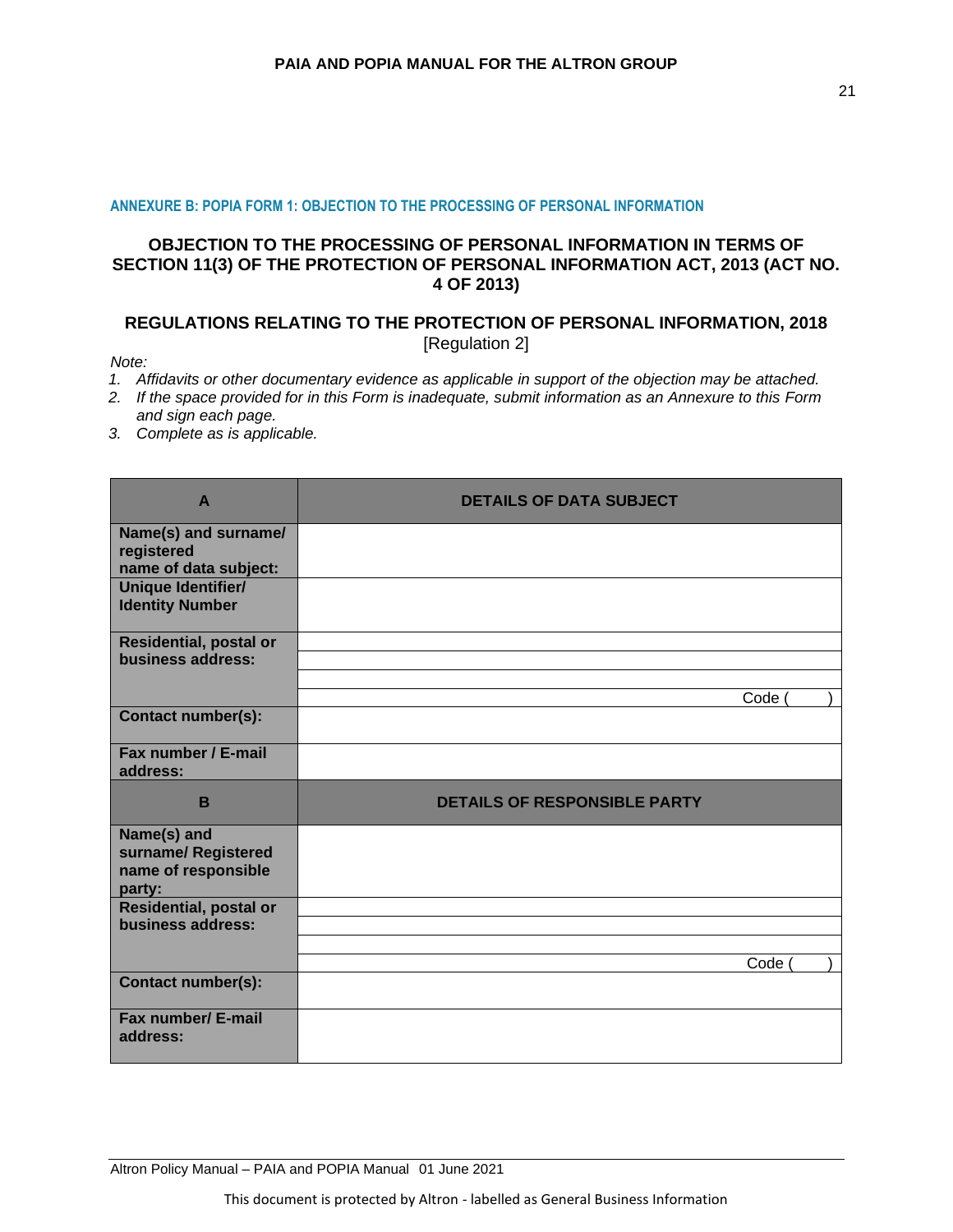## ANNEXURE B: POPIA FORM 1: OBJECTION TO THE PROCESSING OF PERSONAL INFORMATION

**OBJECTION TO THE PROCESSING OF PERSONAL INFORMATION IN TERMS OF SECTION 11(3) OF THE PROTECTION OF PERSONAL INFORMATION ACT, 2013 (ACT NO. 4 OF 2013)**

**REGULATIONS RELATING TO THE PROTECTION OF PERSONAL INFORMATION, 2018**
[Regulation 2]

*Note:*

1. *Affidavits or other documentary evidence as applicable in support of the objection may be attached.*
2. *If the space provided for in this Form is inadequate, submit information as an Annexure to this Form and sign each page.*
3. *Complete as is applicable.*

| **A** | **DETAILS OF DATA SUBJECT** |
|---|---|
| **Name(s) and surname/ registered name of data subject:** | |
| **Unique Identifier/ Identity Number** | |
| **Residential, postal or business address:** | |
| | |
| | |
| | Code (       ) |
| **Contact number(s):** | |
| **Fax number / E-mail address:** | |
| **B** | **DETAILS OF RESPONSIBLE PARTY** |
| **Name(s) and surname/ Registered name of responsible party:** | |
| **Residential, postal or business address:** | |
| | |
| | |
| | Code (       ) |
| **Contact number(s):** | |
| **Fax number/ E-mail address:** | |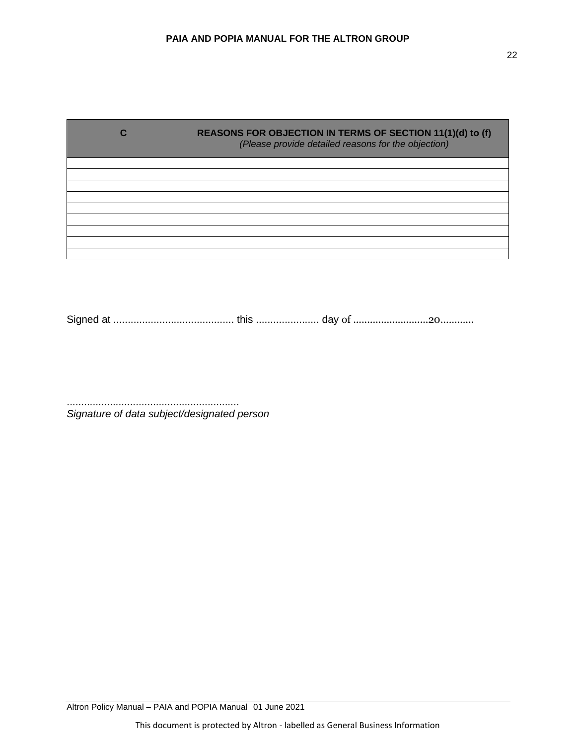| C | REASONS FOR OBJECTION IN TERMS OF SECTION 11(1)(d) to (f)<br>*(Please provide detailed reasons for the objection)* |
|---|---|
| | |
| | |
| | |
| | |
| | |
| | |
| | |
| | |
| | |

Signed at .......................................... this ...................... day of ...........................20............

...........................................................
*Signature of data subject/designated person*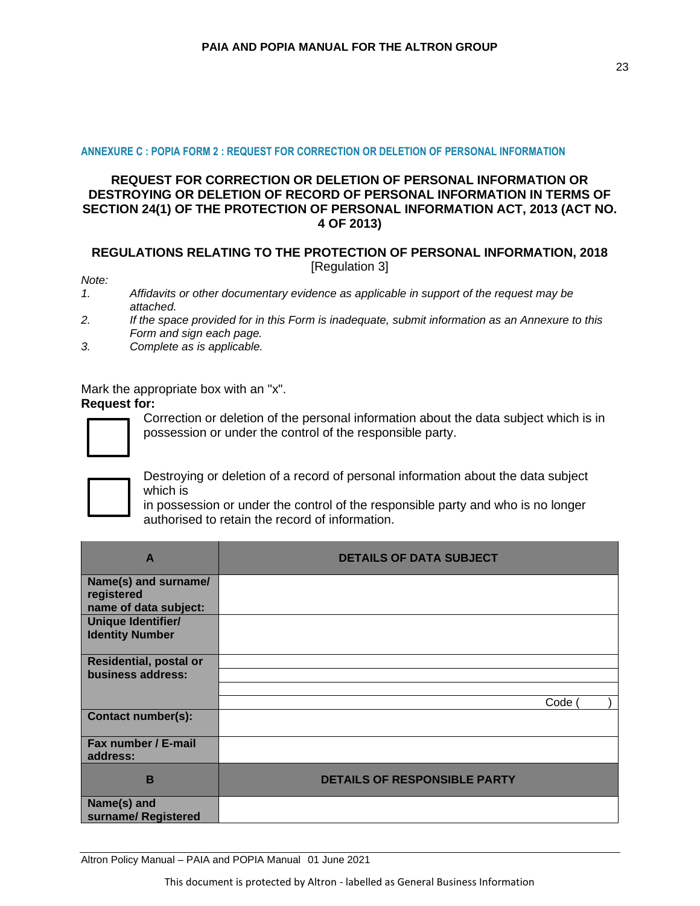## ANNEXURE C : POPIA FORM 2 : REQUEST FOR CORRECTION OR DELETION OF PERSONAL INFORMATION

**REQUEST FOR CORRECTION OR DELETION OF PERSONAL INFORMATION OR DESTROYING OR DELETION OF RECORD OF PERSONAL INFORMATION IN TERMS OF SECTION 24(1) OF THE PROTECTION OF PERSONAL INFORMATION ACT, 2013 (ACT NO. 4 OF 2013)**

**REGULATIONS RELATING TO THE PROTECTION OF PERSONAL INFORMATION, 2018**
[Regulation 3]

*Note:*

1. *Affidavits or other documentary evidence as applicable in support of the request may be attached.*
2. *If the space provided for in this Form is inadequate, submit information as an Annexure to this Form and sign each page.*
3. *Complete as is applicable.*

Mark the appropriate box with an "x".

**Request for:**

☐ Correction or deletion of the personal information about the data subject which is in possession or under the control of the responsible party.

☐ Destroying or deletion of a record of personal information about the data subject which is in possession or under the control of the responsible party and who is no longer authorised to retain the record of information.

| **A** | **DETAILS OF DATA SUBJECT** |
|---|---|
| **Name(s) and surname/ registered name of data subject:** | |
| **Unique Identifier/ Identity Number** | |
| **Residential, postal or business address:** | |
| | |
| | |
| | Code ( ) |
| **Contact number(s):** | |
| **Fax number / E-mail address:** | |
| **B** | **DETAILS OF RESPONSIBLE PARTY** |
| **Name(s) and surname/ Registered** | |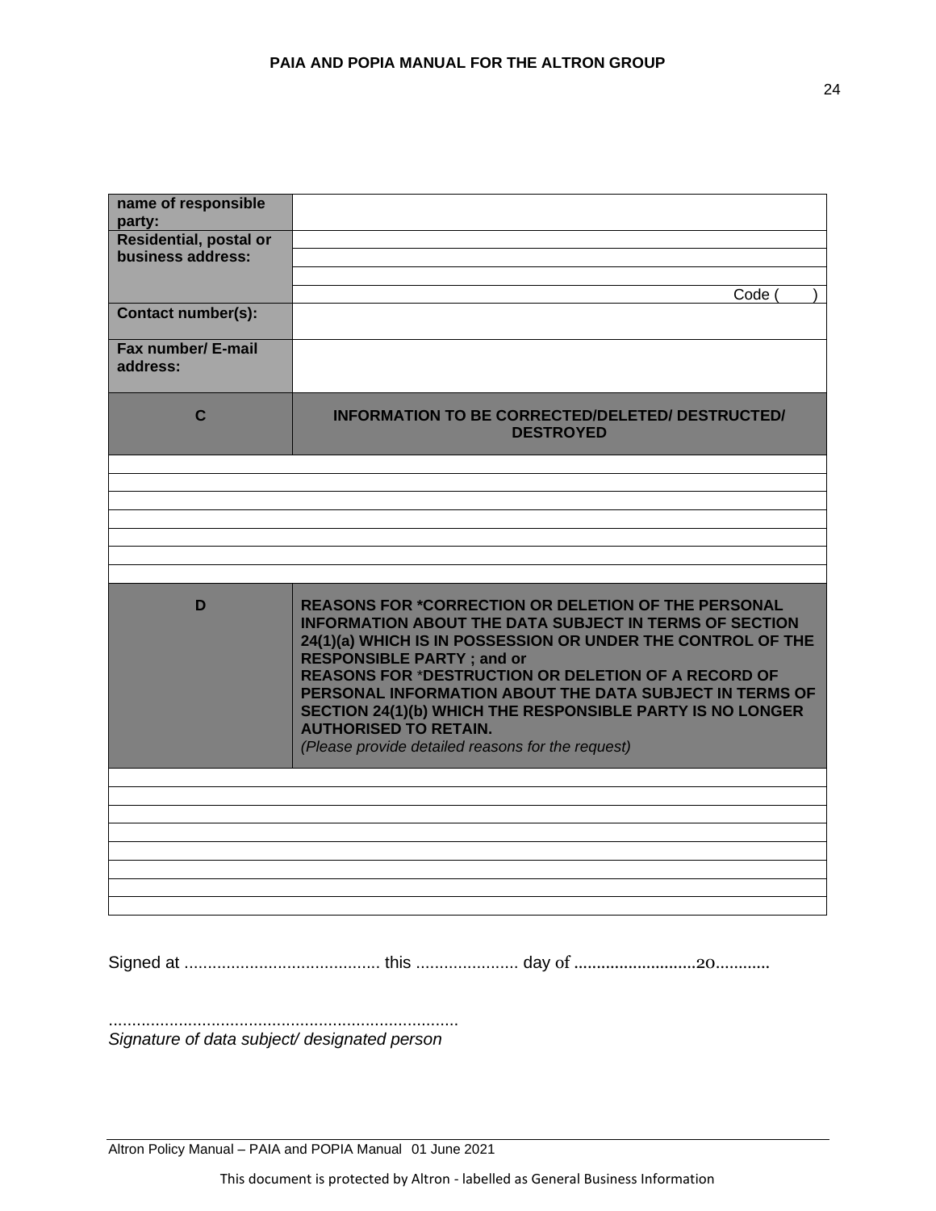| | |
|---|---|
| **name of responsible party:** | |
| **Residential, postal or business address:** | |
| | |
| | |
| | Code ( ) |
| **Contact number(s):** | |
| **Fax number/ E-mail address:** | |

| **C** | **INFORMATION TO BE CORRECTED/DELETED/ DESTRUCTED/ DESTROYED** |
|---|---|
| | |
| | |
| | |
| | |
| | |
| | |
| | |

| **D** | **REASONS FOR *CORRECTION OR DELETION OF THE PERSONAL INFORMATION ABOUT THE DATA SUBJECT IN TERMS OF SECTION 24(1)(a) WHICH IS IN POSSESSION OR UNDER THE CONTROL OF THE RESPONSIBLE PARTY ; and or** **REASONS FOR *DESTRUCTION OR DELETION OF A RECORD OF PERSONAL INFORMATION ABOUT THE DATA SUBJECT IN TERMS OF SECTION 24(1)(b) WHICH THE RESPONSIBLE PARTY IS NO LONGER AUTHORISED TO RETAIN.** *(Please provide detailed reasons for the request)* |
|---|---|
| | |
| | |
| | |
| | |
| | |
| | |
| | |
| | |

Signed at .......................................... this ...................... day of ...........................20............

...........................................................................
*Signature of data subject/ designated person*

Altron Policy Manual – PAIA and POPIA Manual 01 June 2021

This document is protected by Altron - labelled as General Business Information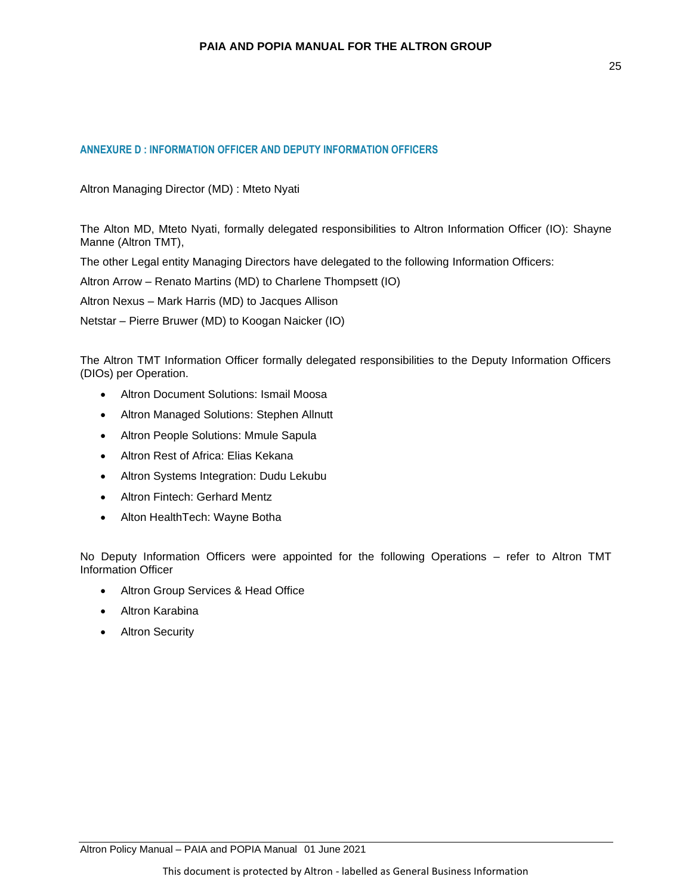## ANNEXURE D : INFORMATION OFFICER AND DEPUTY INFORMATION OFFICERS

Altron Managing Director (MD) : Mteto Nyati

The Alton MD, Mteto Nyati, formally delegated responsibilities to Altron Information Officer (IO): Shayne Manne (Altron TMT),

The other Legal entity Managing Directors have delegated to the following Information Officers:

Altron Arrow – Renato Martins (MD) to Charlene Thompsett (IO)

Altron Nexus – Mark Harris (MD) to Jacques Allison

Netstar – Pierre Bruwer (MD) to Koogan Naicker (IO)

The Altron TMT Information Officer formally delegated responsibilities to the Deputy Information Officers (DIOs) per Operation.

- Altron Document Solutions: Ismail Moosa
- Altron Managed Solutions: Stephen Allnutt
- Altron People Solutions: Mmule Sapula
- Altron Rest of Africa: Elias Kekana
- Altron Systems Integration: Dudu Lekubu
- Altron Fintech: Gerhard Mentz
- Alton HealthTech: Wayne Botha

No Deputy Information Officers were appointed for the following Operations – refer to Altron TMT Information Officer

- Altron Group Services & Head Office
- Altron Karabina
- Altron Security